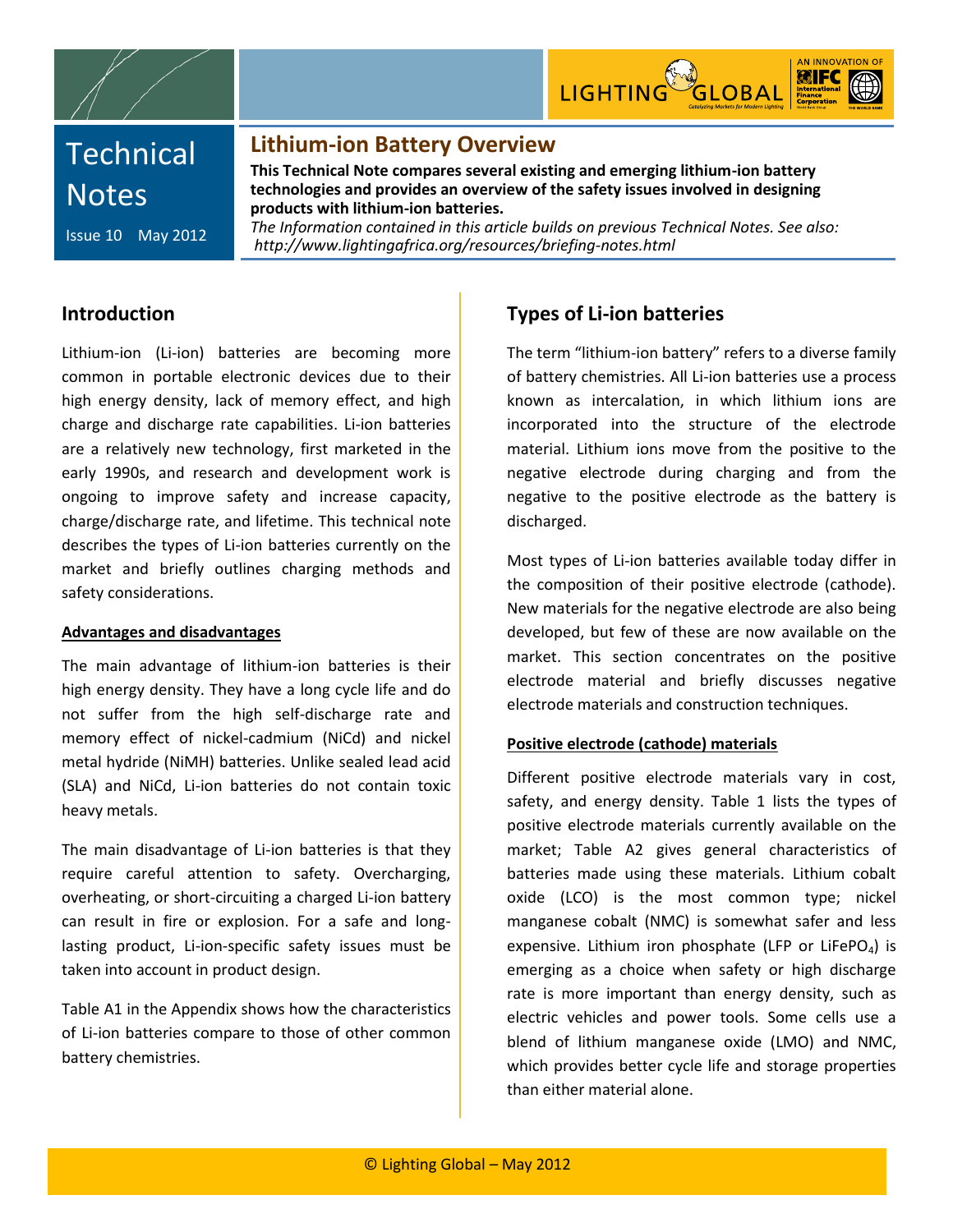# Technical Notes

Issue 10 May 2012

## Lithium-ion Battery Overview

**This Technical Note compares several existing and emerging lithium-ion battery technologies and provides an overview of the safety issues involved in designing products with lithium-ion batteries.**

*The Information contained in this article builds on previous Technical Notes. See also: http://www.lightingafrica.org/resources/briefing-notes.html*

## Introduction

Lithium-ion (Li-ion) batteries are becoming more common in portable electronic devices due to their high energy density, lack of memory effect, and high charge and discharge rate capabilities. Li-ion batteries are a relatively new technology, first marketed in the early 1990s, and research and development work is ongoing to improve safety and increase capacity, charge/discharge rate, and lifetime. This technical note describes the types of Li-ion batteries currently on the market and briefly outlines charging methods and safety considerations.

### Advantages and disadvantages

The main advantage of lithium-ion batteries is their high energy density. They have a long cycle life and do not suffer from the high self-discharge rate and memory effect of nickel-cadmium (NiCd) and nickel metal hydride (NiMH) batteries. Unlike sealed lead acid (SLA) and NiCd, Li-ion batteries do not contain toxic heavy metals.

The main disadvantage of Li-ion batteries is that they require careful attention to safety. Overcharging, overheating, or short-circuiting a charged Li-ion battery can result in fire or explosion. For a safe and long-lasting product, Li-ion-specific safety issues must be taken into account in product design.

Table A1 in the Appendix shows how the characteristics of Li-ion batteries compare to those of other common battery chemistries.

## Types of Li-ion batteries

The term "lithium-ion battery" refers to a diverse family of battery chemistries. All Li-ion batteries use a process known as intercalation, in which lithium ions are incorporated into the structure of the electrode material. Lithium ions move from the positive to the negative electrode during charging and from the negative to the positive electrode as the battery is discharged.

Most types of Li-ion batteries available today differ in the composition of their positive electrode (cathode). New materials for the negative electrode are also being developed, but few of these are now available on the market. This section concentrates on the positive electrode material and briefly discusses negative electrode materials and construction techniques.

### Positive electrode (cathode) materials

Different positive electrode materials vary in cost, safety, and energy density. Table 1 lists the types of positive electrode materials currently available on the market; Table A2 gives general characteristics of batteries made using these materials. Lithium cobalt oxide (LCO) is the most common type; nickel manganese cobalt (NMC) is somewhat safer and less expensive. Lithium iron phosphate (LFP or $LiFePO_4$) is emerging as a choice when safety or high discharge rate is more important than energy density, such as electric vehicles and power tools. Some cells use a blend of lithium manganese oxide (LMO) and NMC, which provides better cycle life and storage properties than either material alone.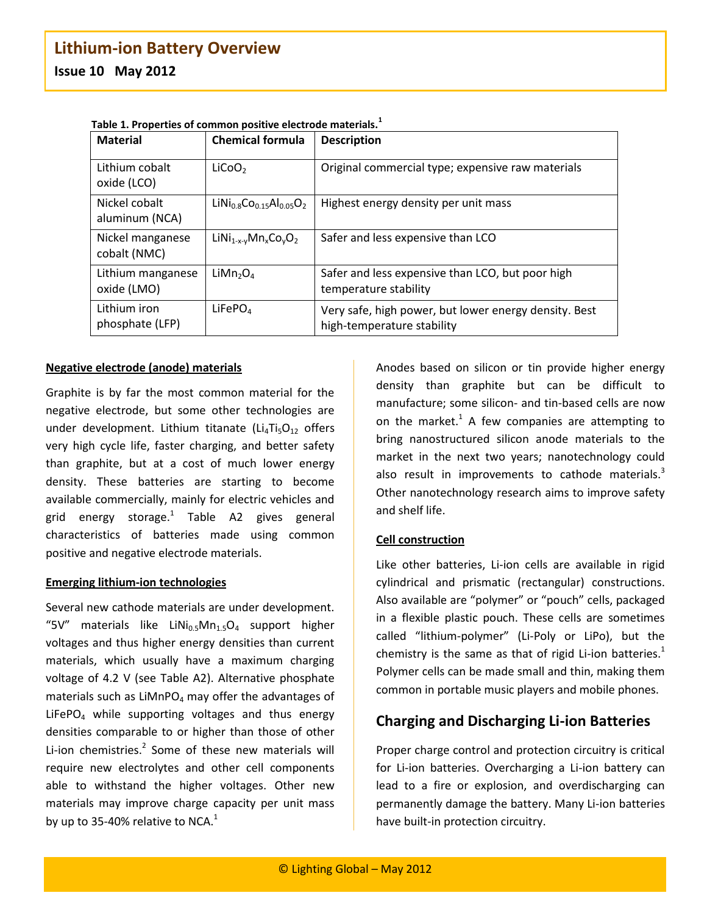**Table 1. Properties of common positive electrode materials.**[1]

| Material | Chemical formula | Description |
|---|---|---|
| Lithium cobalt oxide (LCO) | $LiCoO_2$ | Original commercial type; expensive raw materials |
| Nickel cobalt aluminum (NCA) | $LiNi_{0.8}Co_{0.15}Al_{0.05}O_2$ | Highest energy density per unit mass |
| Nickel manganese cobalt (NMC) | $LiNi_{1-x-y}Mn_xCo_yO_2$ | Safer and less expensive than LCO |
| Lithium manganese oxide (LMO) | $LiMn_2O_4$ | Safer and less expensive than LCO, but poor high temperature stability |
| Lithium iron phosphate (LFP) | $LiFePO_4$ | Very safe, high power, but lower energy density. Best high-temperature stability |

**Negative electrode (anode) materials**

Graphite is by far the most common material for the negative electrode, but some other technologies are under development. Lithium titanate ($Li_4Ti_5O_{12}$ offers very high cycle life, faster charging, and better safety than graphite, but at a cost of much lower energy density. These batteries are starting to become available commercially, mainly for electric vehicles and grid energy storage.[1] Table A2 gives general characteristics of batteries made using common positive and negative electrode materials.

**Emerging lithium-ion technologies**

Several new cathode materials are under development. "5V" materials like $LiNi_{0.5}Mn_{1.5}O_4$ support higher voltages and thus higher energy densities than current materials, which usually have a maximum charging voltage of 4.2 V (see Table A2). Alternative phosphate materials such as $LiMnPO_4$ may offer the advantages of $LiFePO_4$ while supporting voltages and thus energy densities comparable to or higher than those of other Li-ion chemistries.[2] Some of these new materials will require new electrolytes and other cell components able to withstand the higher voltages. Other new materials may improve charge capacity per unit mass by up to 35-40% relative to NCA.[1]

Anodes based on silicon or tin provide higher energy density than graphite but can be difficult to manufacture; some silicon- and tin-based cells are now on the market.[1] A few companies are attempting to bring nanostructured silicon anode materials to the market in the next two years; nanotechnology could also result in improvements to cathode materials.[3] Other nanotechnology research aims to improve safety and shelf life.

**Cell construction**

Like other batteries, Li-ion cells are available in rigid cylindrical and prismatic (rectangular) constructions. Also available are "polymer" or "pouch" cells, packaged in a flexible plastic pouch. These cells are sometimes called "lithium-polymer" (Li-Poly or LiPo), but the chemistry is the same as that of rigid Li-ion batteries.[1] Polymer cells can be made small and thin, making them common in portable music players and mobile phones.

## Charging and Discharging Li-ion Batteries

Proper charge control and protection circuitry is critical for Li-ion batteries. Overcharging a Li-ion battery can lead to a fire or explosion, and overdischarging can permanently damage the battery. Many Li-ion batteries have built-in protection circuitry.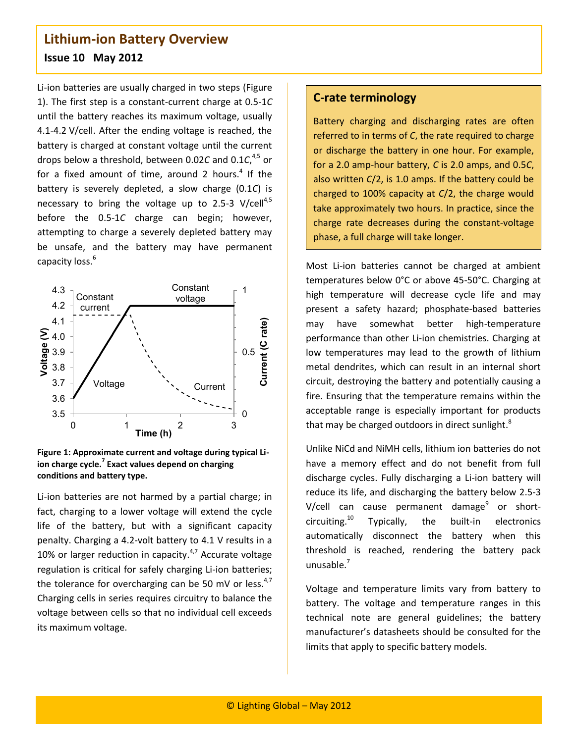## Lithium-ion Battery Overview

**Issue 10 May 2012**

Li-ion batteries are usually charged in two steps (Figure 1). The first step is a constant-current charge at 0.5-1*C* until the battery reaches its maximum voltage, usually 4.1-4.2 V/cell. After the ending voltage is reached, the battery is charged at constant voltage until the current drops below a threshold, between 0.02*C* and 0.1*C*,[4,5] or for a fixed amount of time, around 2 hours.[4] If the battery is severely depleted, a slow charge (0.1*C*) is necessary to bring the voltage up to 2.5-3 V/cell[4,5] before the 0.5-1*C* charge can begin; however, attempting to charge a severely depleted battery may be unsafe, and the battery may have permanent capacity loss.[6]

**Figure 1: Approximate current and voltage during typical Li-ion charge cycle.[7] Exact values depend on charging conditions and battery type.**

Li-ion batteries are not harmed by a partial charge; in fact, charging to a lower voltage will extend the cycle life of the battery, but with a significant capacity penalty. Charging a 4.2-volt battery to 4.1 V results in a 10% or larger reduction in capacity.[4,7] Accurate voltage regulation is critical for safely charging Li-ion batteries; the tolerance for overcharging can be 50 mV or less.[4,7] Charging cells in series requires circuitry to balance the voltage between cells so that no individual cell exceeds its maximum voltage.

### C-rate terminology

Battery charging and discharging rates are often referred to in terms of *C*, the rate required to charge or discharge the battery in one hour. For example, for a 2.0 amp-hour battery, *C* is 2.0 amps, and 0.5*C*, also written *C*/2, is 1.0 amps. If the battery could be charged to 100% capacity at *C*/2, the charge would take approximately two hours. In practice, since the charge rate decreases during the constant-voltage phase, a full charge will take longer.

Most Li-ion batteries cannot be charged at ambient temperatures below 0°C or above 45-50°C. Charging at high temperature will decrease cycle life and may present a safety hazard; phosphate-based batteries may have somewhat better high-temperature performance than other Li-ion chemistries. Charging at low temperatures may lead to the growth of lithium metal dendrites, which can result in an internal short circuit, destroying the battery and potentially causing a fire. Ensuring that the temperature remains within the acceptable range is especially important for products that may be charged outdoors in direct sunlight.[8]

Unlike NiCd and NiMH cells, lithium ion batteries do not have a memory effect and do not benefit from full discharge cycles. Fully discharging a Li-ion battery will reduce its life, and discharging the battery below 2.5-3 V/cell can cause permanent damage[9] or short-circuiting.[10] Typically, the built-in electronics automatically disconnect the battery when this threshold is reached, rendering the battery pack unusable.[7]

Voltage and temperature limits vary from battery to battery. The voltage and temperature ranges in this technical note are general guidelines; the battery manufacturer's datasheets should be consulted for the limits that apply to specific battery models.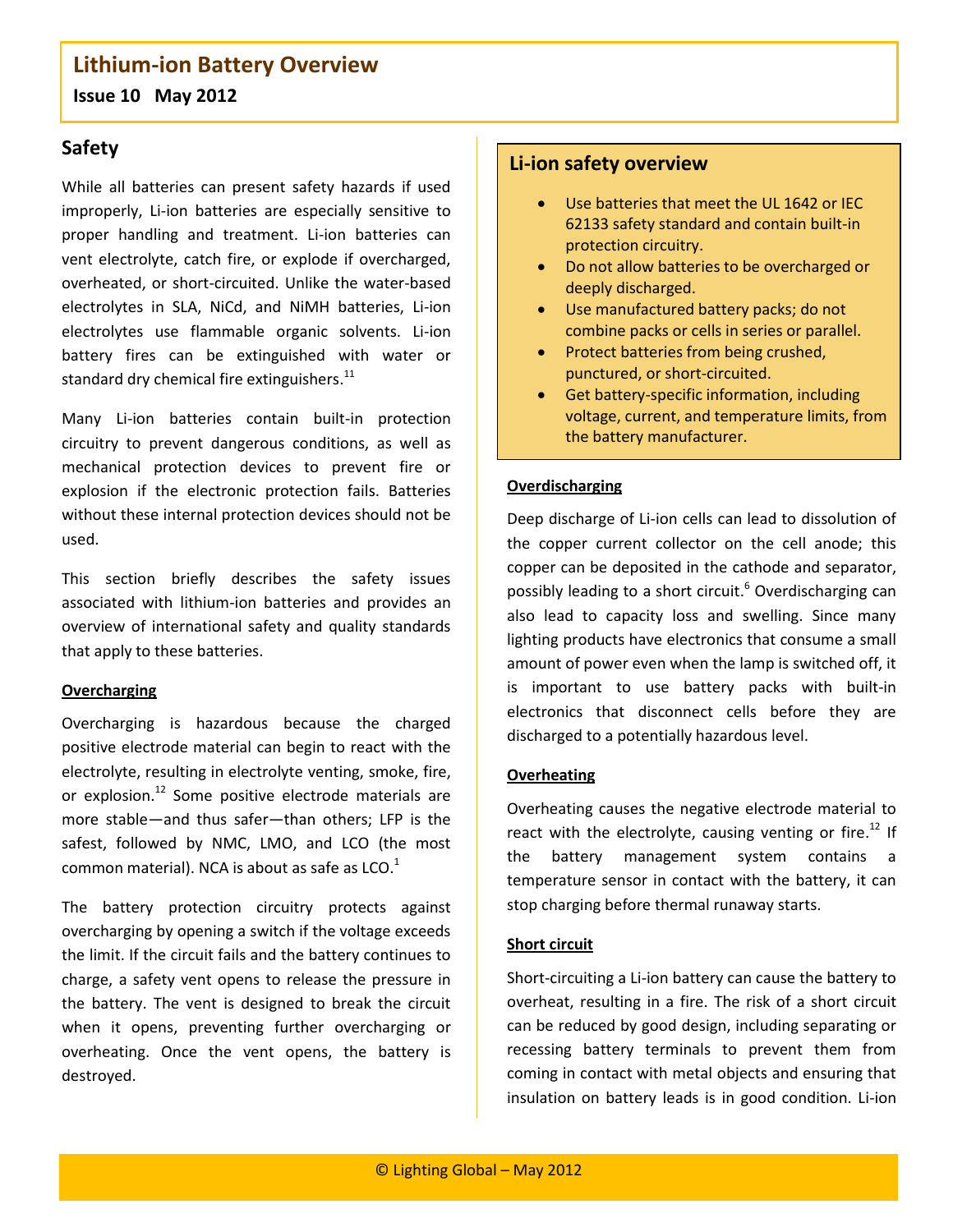## Safety

While all batteries can present safety hazards if used improperly, Li-ion batteries are especially sensitive to proper handling and treatment. Li-ion batteries can vent electrolyte, catch fire, or explode if overcharged, overheated, or short-circuited. Unlike the water-based electrolytes in SLA, NiCd, and NiMH batteries, Li-ion electrolytes use flammable organic solvents. Li-ion battery fires can be extinguished with water or standard dry chemical fire extinguishers.[11]

Many Li-ion batteries contain built-in protection circuitry to prevent dangerous conditions, as well as mechanical protection devices to prevent fire or explosion if the electronic protection fails. Batteries without these internal protection devices should not be used.

This section briefly describes the safety issues associated with lithium-ion batteries and provides an overview of international safety and quality standards that apply to these batteries.

### Overcharging

Overcharging is hazardous because the charged positive electrode material can begin to react with the electrolyte, resulting in electrolyte venting, smoke, fire, or explosion.[12] Some positive electrode materials are more stable—and thus safer—than others; LFP is the safest, followed by NMC, LMO, and LCO (the most common material). NCA is about as safe as LCO.[1]

The battery protection circuitry protects against overcharging by opening a switch if the voltage exceeds the limit. If the circuit fails and the battery continues to charge, a safety vent opens to release the pressure in the battery. The vent is designed to break the circuit when it opens, preventing further overcharging or overheating. Once the vent opens, the battery is destroyed.

### Li-ion safety overview

- Use batteries that meet the UL 1642 or IEC 62133 safety standard and contain built-in protection circuitry.
- Do not allow batteries to be overcharged or deeply discharged.
- Use manufactured battery packs; do not combine packs or cells in series or parallel.
- Protect batteries from being crushed, punctured, or short-circuited.
- Get battery-specific information, including voltage, current, and temperature limits, from the battery manufacturer.

### Overdischarging

Deep discharge of Li-ion cells can lead to dissolution of the copper current collector on the cell anode; this copper can be deposited in the cathode and separator, possibly leading to a short circuit.[6] Overdischarging can also lead to capacity loss and swelling. Since many lighting products have electronics that consume a small amount of power even when the lamp is switched off, it is important to use battery packs with built-in electronics that disconnect cells before they are discharged to a potentially hazardous level.

### Overheating

Overheating causes the negative electrode material to react with the electrolyte, causing venting or fire.[12] If the battery management system contains a temperature sensor in contact with the battery, it can stop charging before thermal runaway starts.

### Short circuit

Short-circuiting a Li-ion battery can cause the battery to overheat, resulting in a fire. The risk of a short circuit can be reduced by good design, including separating or recessing battery terminals to prevent them from coming in contact with metal objects and ensuring that insulation on battery leads is in good condition. Li-ion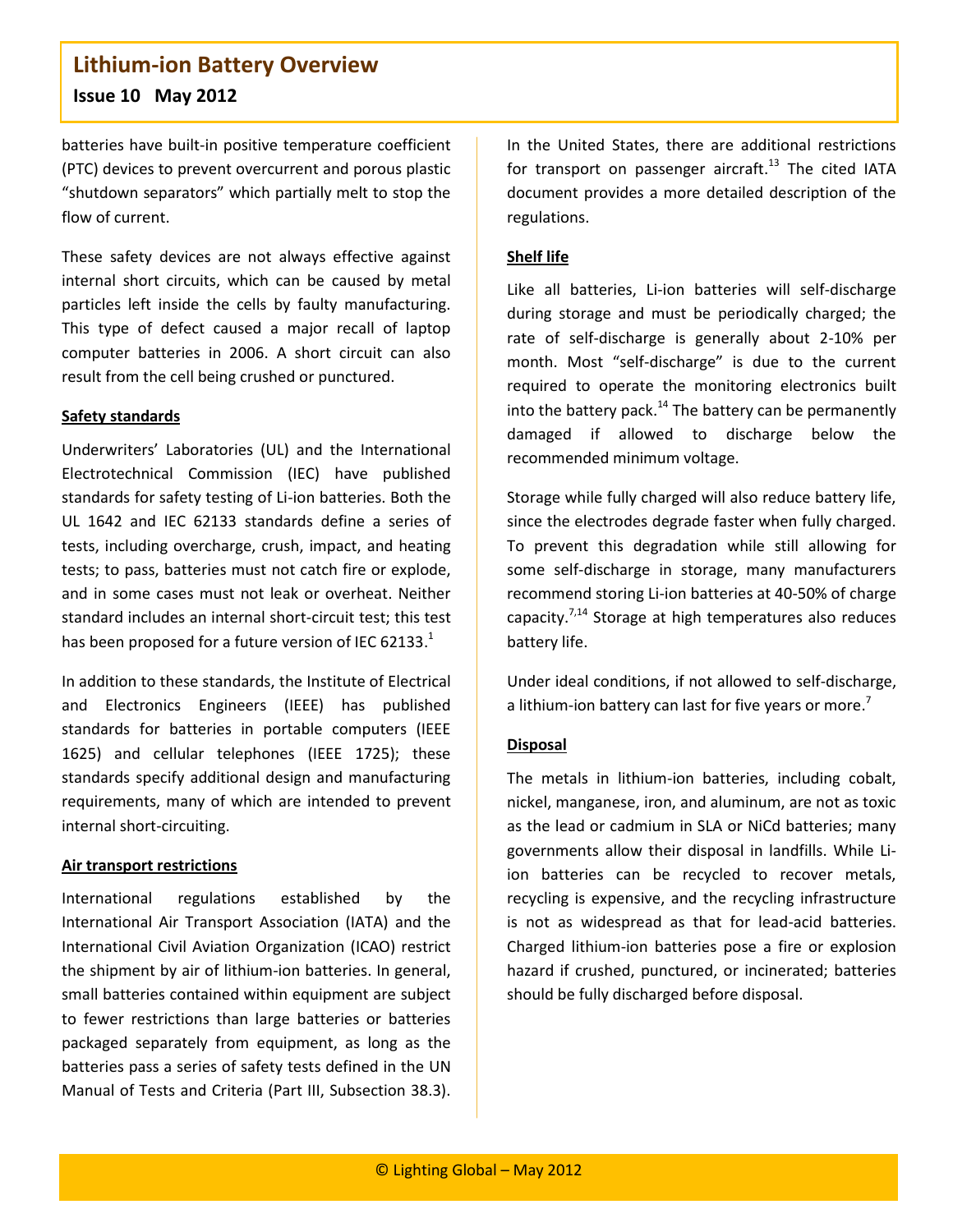batteries have built-in positive temperature coefficient (PTC) devices to prevent overcurrent and porous plastic "shutdown separators" which partially melt to stop the flow of current.

These safety devices are not always effective against internal short circuits, which can be caused by metal particles left inside the cells by faulty manufacturing. This type of defect caused a major recall of laptop computer batteries in 2006. A short circuit can also result from the cell being crushed or punctured.

**Safety standards**

Underwriters' Laboratories (UL) and the International Electrotechnical Commission (IEC) have published standards for safety testing of Li-ion batteries. Both the UL 1642 and IEC 62133 standards define a series of tests, including overcharge, crush, impact, and heating tests; to pass, batteries must not catch fire or explode, and in some cases must not leak or overheat. Neither standard includes an internal short-circuit test; this test has been proposed for a future version of IEC 62133.[1]

In addition to these standards, the Institute of Electrical and Electronics Engineers (IEEE) has published standards for batteries in portable computers (IEEE 1625) and cellular telephones (IEEE 1725); these standards specify additional design and manufacturing requirements, many of which are intended to prevent internal short-circuiting.

**Air transport restrictions**

International regulations established by the International Air Transport Association (IATA) and the International Civil Aviation Organization (ICAO) restrict the shipment by air of lithium-ion batteries. In general, small batteries contained within equipment are subject to fewer restrictions than large batteries or batteries packaged separately from equipment, as long as the batteries pass a series of safety tests defined in the UN Manual of Tests and Criteria (Part III, Subsection 38.3). In the United States, there are additional restrictions for transport on passenger aircraft.[13] The cited IATA document provides a more detailed description of the regulations.

**Shelf life**

Like all batteries, Li-ion batteries will self-discharge during storage and must be periodically charged; the rate of self-discharge is generally about 2-10% per month. Most "self-discharge" is due to the current required to operate the monitoring electronics built into the battery pack.[14] The battery can be permanently damaged if allowed to discharge below the recommended minimum voltage.

Storage while fully charged will also reduce battery life, since the electrodes degrade faster when fully charged. To prevent this degradation while still allowing for some self-discharge in storage, many manufacturers recommend storing Li-ion batteries at 40-50% of charge capacity.[7,14] Storage at high temperatures also reduces battery life.

Under ideal conditions, if not allowed to self-discharge, a lithium-ion battery can last for five years or more.[7]

**Disposal**

The metals in lithium-ion batteries, including cobalt, nickel, manganese, iron, and aluminum, are not as toxic as the lead or cadmium in SLA or NiCd batteries; many governments allow their disposal in landfills. While Li-ion batteries can be recycled to recover metals, recycling is expensive, and the recycling infrastructure is not as widespread as that for lead-acid batteries. Charged lithium-ion batteries pose a fire or explosion hazard if crushed, punctured, or incinerated; batteries should be fully discharged before disposal.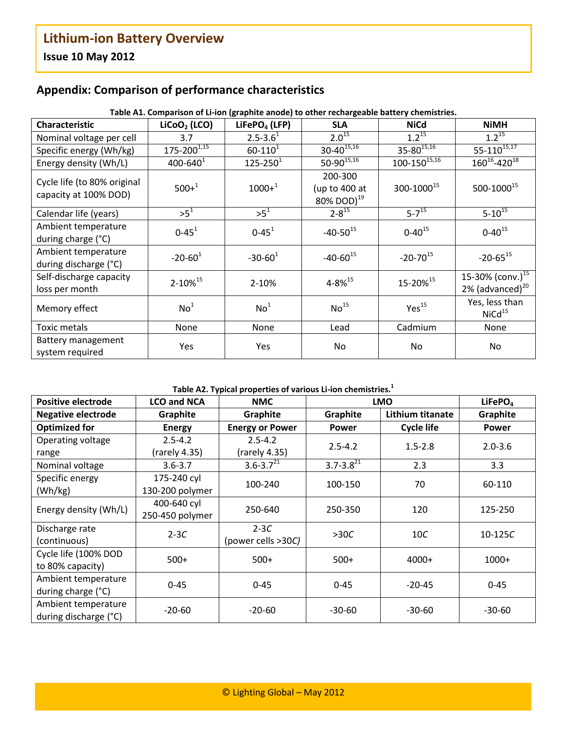## Appendix: Comparison of performance characteristics

**Table A1. Comparison of Li-ion (graphite anode) to other rechargeable battery chemistries.**

| Characteristic | $LiCoO_2$ (LCO) | $LiFePO_4$ (LFP) | SLA | NiCd | NiMH |
|---|---|---|---|---|---|
| Nominal voltage per cell | 3.7 | 2.5-3.6[1] | 2.0[15] | 1.2[15] | 1.2[15] |
| Specific energy (Wh/kg) | 175-200[1,15] | 60-110[1] | 30-40[15,16] | 35-80[15,16] | 55-110[15,17] |
| Energy density (Wh/L) | 400-640[1] | 125-250[1] | 50-90[15,16] | 100-150[15,16] | 160[16]-420[18] |
| Cycle life (to 80% original capacity at 100% DOD) | 500+[1] | 1000+[1] | 200-300 (up to 400 at 80% DOD)[19] | 300-1000[15] | 500-1000[15] |
| Calendar life (years) | >5[1] | >5[1] | 2-8[15] | 5-7[15] | 5-10[15] |
| Ambient temperature during charge (°C) | 0-45[1] | 0-45[1] | -40-50[15] | 0-40[15] | 0-40[15] |
| Ambient temperature during discharge (°C) | -20-60[1] | -30-60[1] | -40-60[15] | -20-70[15] | -20-65[15] |
| Self-discharge capacity loss per month | 2-10%[15] | 2-10% | 4-8%[15] | 15-20%[15] | 15-30% (conv.)[15] 2% (advanced)[20] |
| Memory effect | No[1] | No[1] | No[15] | Yes[15] | Yes, less than NiCd[15] |
| Toxic metals | None | None | Lead | Cadmium | None |
| Battery management system required | Yes | Yes | No | No | No |

**Table A2. Typical properties of various Li-ion chemistries.[1]**

| Positive electrode | LCO and NCA | NMC | LMO | | $LiFePO_4$ |
|---|---|---|---|---|---|
| **Negative electrode** | **Graphite** | **Graphite** | **Graphite** | **Lithium titanate** | **Graphite** |
| **Optimized for** | **Energy** | **Energy or Power** | **Power** | **Cycle life** | **Power** |
| Operating voltage range | 2.5-4.2 (rarely 4.35) | 2.5-4.2 (rarely 4.35) | 2.5-4.2 | 1.5-2.8 | 2.0-3.6 |
| Nominal voltage | 3.6-3.7 | 3.6-3.7[21] | 3.7-3.8[21] | 2.3 | 3.3 |
| Specific energy (Wh/kg) | 175-240 cyl 130-200 polymer | 100-240 | 100-150 | 70 | 60-110 |
| Energy density (Wh/L) | 400-640 cyl 250-450 polymer | 250-640 | 250-350 | 120 | 125-250 |
| Discharge rate (continuous) | 2-3*C* | 2-3*C* (power cells >30*C*) | >30*C* | 10*C* | 10-125*C* |
| Cycle life (100% DOD to 80% capacity) | 500+ | 500+ | 500+ | 4000+ | 1000+ |
| Ambient temperature during charge (°C) | 0-45 | 0-45 | 0-45 | -20-45 | 0-45 |
| Ambient temperature during discharge (°C) | -20-60 | -20-60 | -30-60 | -30-60 | -30-60 |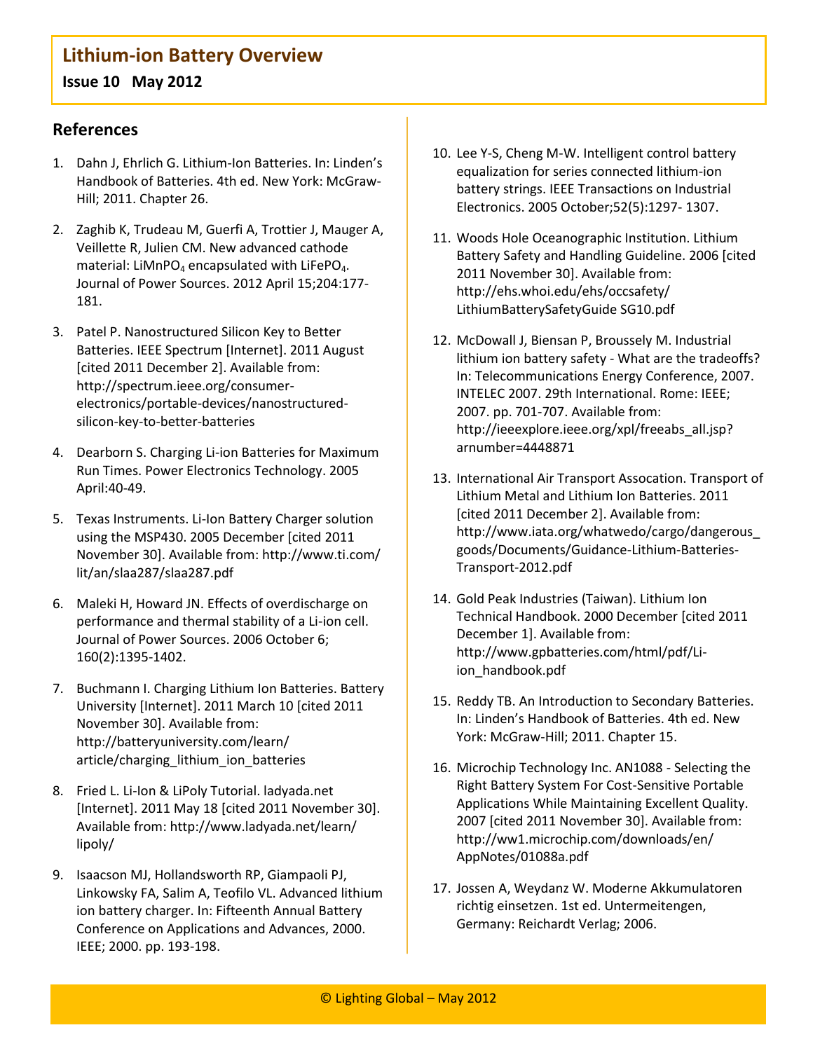## References

1. Dahn J, Ehrlich G. Lithium-Ion Batteries. In: Linden's Handbook of Batteries. 4th ed. New York: McGraw-Hill; 2011. Chapter 26.
2. Zaghib K, Trudeau M, Guerfi A, Trottier J, Mauger A, Veillette R, Julien CM. New advanced cathode material: $LiMnPO_4$ encapsulated with $LiFePO_4$. Journal of Power Sources. 2012 April 15;204:177-181.
3. Patel P. Nanostructured Silicon Key to Better Batteries. IEEE Spectrum [Internet]. 2011 August [cited 2011 December 2]. Available from: http://spectrum.ieee.org/consumer-electronics/portable-devices/nanostructured-silicon-key-to-better-batteries
4. Dearborn S. Charging Li-ion Batteries for Maximum Run Times. Power Electronics Technology. 2005 April:40-49.
5. Texas Instruments. Li-Ion Battery Charger solution using the MSP430. 2005 December [cited 2011 November 30]. Available from: http://www.ti.com/lit/an/slaa287/slaa287.pdf
6. Maleki H, Howard JN. Effects of overdischarge on performance and thermal stability of a Li-ion cell. Journal of Power Sources. 2006 October 6; 160(2):1395-1402.
7. Buchmann I. Charging Lithium Ion Batteries. Battery University [Internet]. 2011 March 10 [cited 2011 November 30]. Available from: http://batteryuniversity.com/learn/article/charging_lithium_ion_batteries
8. Fried L. Li-Ion & LiPoly Tutorial. ladyada.net [Internet]. 2011 May 18 [cited 2011 November 30]. Available from: http://www.ladyada.net/learn/lipoly/
9. Isaacson MJ, Hollandsworth RP, Giampaoli PJ, Linkowsky FA, Salim A, Teofilo VL. Advanced lithium ion battery charger. In: Fifteenth Annual Battery Conference on Applications and Advances, 2000. IEEE; 2000. pp. 193-198.
10. Lee Y-S, Cheng M-W. Intelligent control battery equalization for series connected lithium-ion battery strings. IEEE Transactions on Industrial Electronics. 2005 October;52(5):1297- 1307.
11. Woods Hole Oceanographic Institution. Lithium Battery Safety and Handling Guideline. 2006 [cited 2011 November 30]. Available from: http://ehs.whoi.edu/ehs/occsafety/LithiumBatterySafetyGuide SG10.pdf
12. McDowall J, Biensan P, Broussely M. Industrial lithium ion battery safety - What are the tradeoffs? In: Telecommunications Energy Conference, 2007. INTELEC 2007. 29th International. Rome: IEEE; 2007. pp. 701-707. Available from: http://ieeexplore.ieee.org/xpl/freeabs_all.jsp?arnumber=4448871
13. International Air Transport Assocation. Transport of Lithium Metal and Lithium Ion Batteries. 2011 [cited 2011 December 2]. Available from: http://www.iata.org/whatwedo/cargo/dangerous_goods/Documents/Guidance-Lithium-Batteries-Transport-2012.pdf
14. Gold Peak Industries (Taiwan). Lithium Ion Technical Handbook. 2000 December [cited 2011 December 1]. Available from: http://www.gpbatteries.com/html/pdf/Li-ion_handbook.pdf
15. Reddy TB. An Introduction to Secondary Batteries. In: Linden's Handbook of Batteries. 4th ed. New York: McGraw-Hill; 2011. Chapter 15.
16. Microchip Technology Inc. AN1088 - Selecting the Right Battery System For Cost-Sensitive Portable Applications While Maintaining Excellent Quality. 2007 [cited 2011 November 30]. Available from: http://ww1.microchip.com/downloads/en/AppNotes/01088a.pdf
17. Jossen A, Weydanz W. Moderne Akkumulatoren richtig einsetzen. 1st ed. Untermeitengen, Germany: Reichardt Verlag; 2006.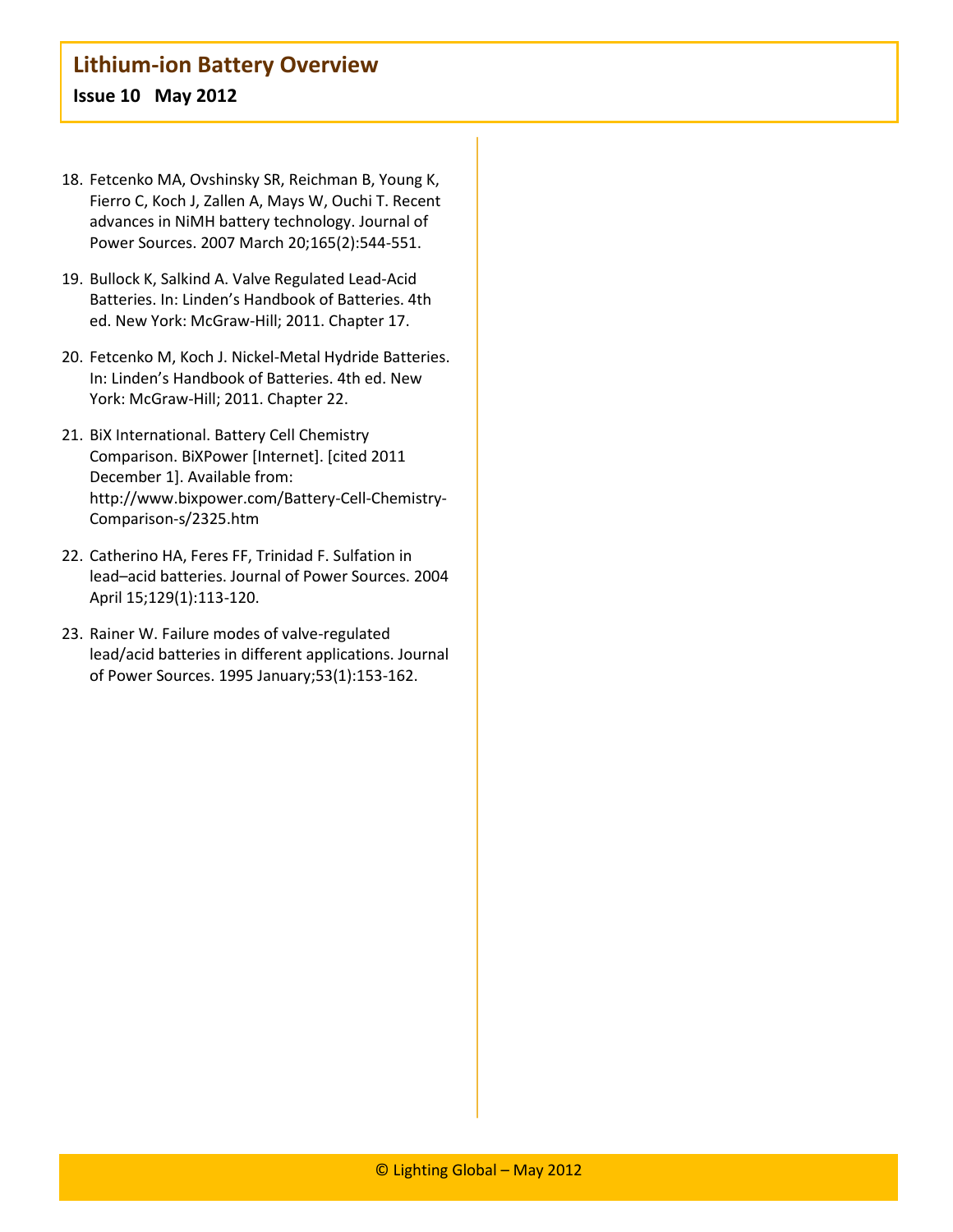18. Fetcenko MA, Ovshinsky SR, Reichman B, Young K, Fierro C, Koch J, Zallen A, Mays W, Ouchi T. Recent advances in NiMH battery technology. Journal of Power Sources. 2007 March 20;165(2):544-551.
19. Bullock K, Salkind A. Valve Regulated Lead-Acid Batteries. In: Linden's Handbook of Batteries. 4th ed. New York: McGraw-Hill; 2011. Chapter 17.
20. Fetcenko M, Koch J. Nickel-Metal Hydride Batteries. In: Linden's Handbook of Batteries. 4th ed. New York: McGraw-Hill; 2011. Chapter 22.
21. BiX International. Battery Cell Chemistry Comparison. BiXPower [Internet]. [cited 2011 December 1]. Available from: http://www.bixpower.com/Battery-Cell-Chemistry-Comparison-s/2325.htm
22. Catherino HA, Feres FF, Trinidad F. Sulfation in lead–acid batteries. Journal of Power Sources. 2004 April 15;129(1):113-120.
23. Rainer W. Failure modes of valve-regulated lead/acid batteries in different applications. Journal of Power Sources. 1995 January;53(1):153-162.